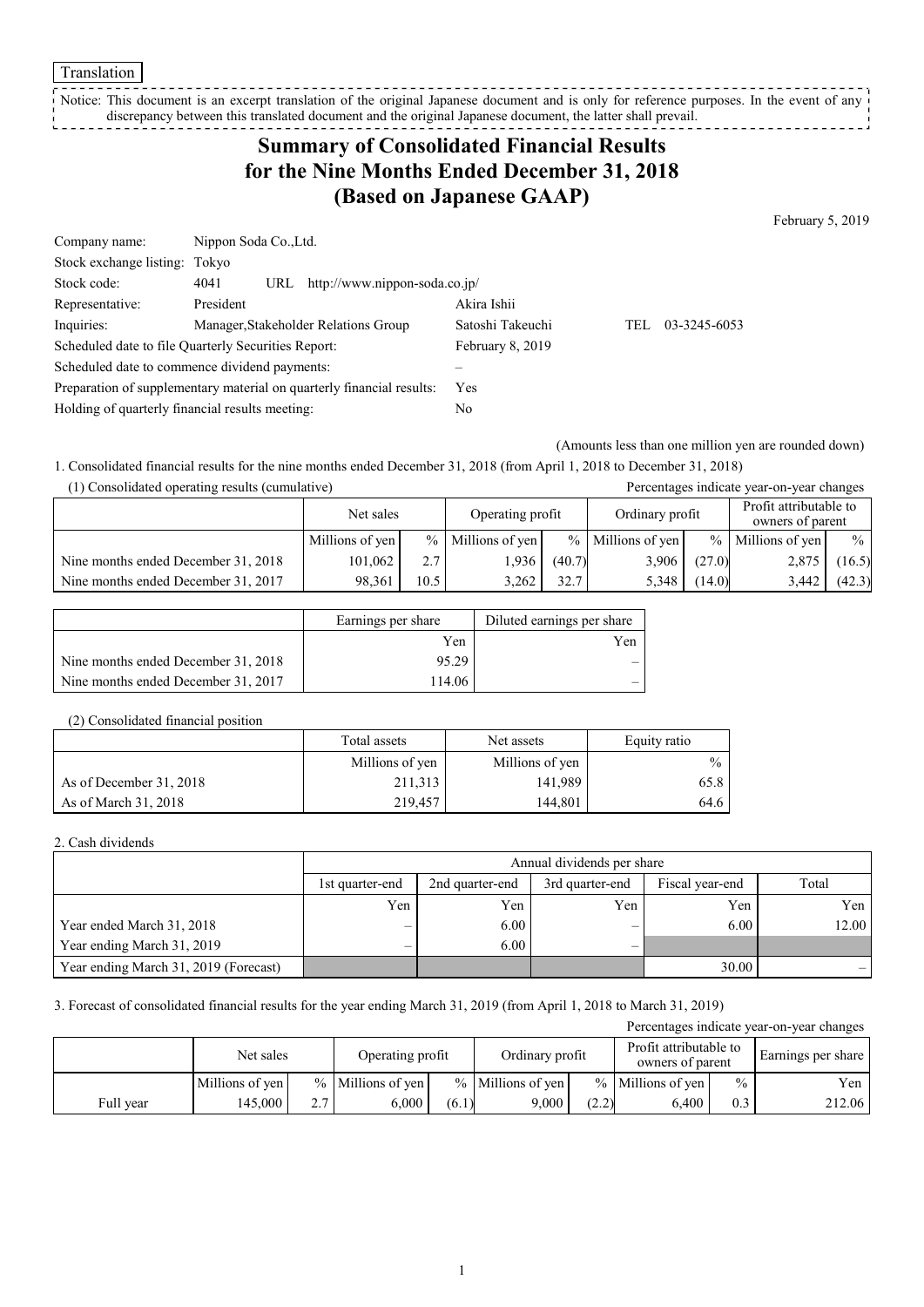Translation

Notice: This document is an excerpt translation of the original Japanese document and is only for reference purposes. In the event of any discrepancy between this translated document and the original Japanese document, the latter shall prevail.

# Summary of Consolidated Financial Results for the Nine Months Ended December 31, 2018 (Based on Japanese GAAP)

February 5, 2019

| | | | | |
|---|---|---|---|---|
| Company name: | Nippon Soda Co.,Ltd. | | | |
| Stock exchange listing: | Tokyo | | | |
| Stock code: | 4041 URL http://www.nippon-soda.co.jp/ | | | |
| Representative: | President | Akira Ishii | | |
| Inquiries: | Manager,Stakeholder Relations Group | Satoshi Takeuchi | TEL | 03-3245-6053 |
| Scheduled date to file Quarterly Securities Report: | | February 8, 2019 | | |
| Scheduled date to commence dividend payments: | | – | | |
| Preparation of supplementary material on quarterly financial results: | | Yes | | |
| Holding of quarterly financial results meeting: | | No | | |

(Amounts less than one million yen are rounded down)

1. Consolidated financial results for the nine months ended December 31, 2018 (from April 1, 2018 to December 31, 2018)

(1) Consolidated operating results (cumulative)

Percentages indicate year-on-year changes

| | Net sales | | Operating profit | | Ordinary profit | | Profit attributable to owners of parent | |
|---|---|---|---|---|---|---|---|---|
| | Millions of yen | % | Millions of yen | % | Millions of yen | % | Millions of yen | % |
| Nine months ended December 31, 2018 | 101,062 | 2.7 | 1,936 | (40.7) | 3,906 | (27.0) | 2,875 | (16.5) |
| Nine months ended December 31, 2017 | 98,361 | 10.5 | 3,262 | 32.7 | 5,348 | (14.0) | 3,442 | (42.3) |

| | Earnings per share | Diluted earnings per share |
|---|---|---|
| | Yen | Yen |
| Nine months ended December 31, 2018 | 95.29 | – |
| Nine months ended December 31, 2017 | 114.06 | – |

(2) Consolidated financial position

| | Total assets | Net assets | Equity ratio |
|---|---|---|---|
| | Millions of yen | Millions of yen | % |
| As of December 31, 2018 | 211,313 | 141,989 | 65.8 |
| As of March 31, 2018 | 219,457 | 144,801 | 64.6 |

2. Cash dividends

| | Annual dividends per share | | | | |
|---|---|---|---|---|---|
| | 1st quarter-end | 2nd quarter-end | 3rd quarter-end | Fiscal year-end | Total |
| | Yen | Yen | Yen | Yen | Yen |
| Year ended March 31, 2018 | – | 6.00 | – | 6.00 | 12.00 |
| Year ending March 31, 2019 | – | 6.00 | – | | |
| Year ending March 31, 2019 (Forecast) | | | | 30.00 | – |

3. Forecast of consolidated financial results for the year ending March 31, 2019 (from April 1, 2018 to March 31, 2019)

Percentages indicate year-on-year changes

| | Net sales | | Operating profit | | Ordinary profit | | Profit attributable to owners of parent | | Earnings per share |
|---|---|---|---|---|---|---|---|---|---|
| | Millions of yen | % | Millions of yen | % | Millions of yen | % | Millions of yen | % | Yen |
| Full year | 145,000 | 2.7 | 6,000 | (6.1) | 9,000 | (2.2) | 6,400 | 0.3 | 212.06 |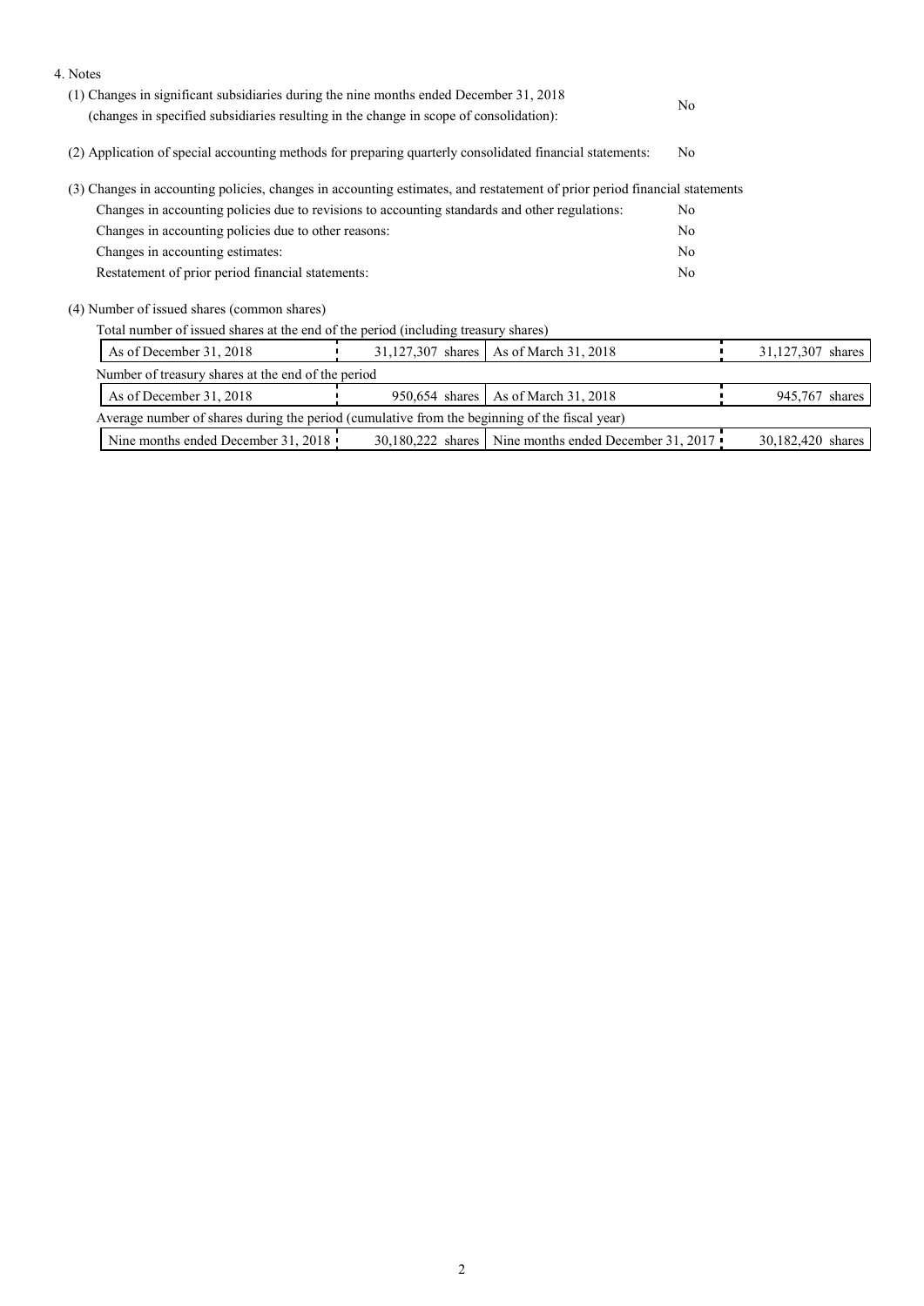4. Notes

(1) Changes in significant subsidiaries during the nine months ended December 31, 2018 (changes in specified subsidiaries resulting in the change in scope of consolidation): No

(2) Application of special accounting methods for preparing quarterly consolidated financial statements: No

(3) Changes in accounting policies, changes in accounting estimates, and restatement of prior period financial statements

| | |
|---|---|
| Changes in accounting policies due to revisions to accounting standards and other regulations: | No |
| Changes in accounting policies due to other reasons: | No |
| Changes in accounting estimates: | No |
| Restatement of prior period financial statements: | No |

(4) Number of issued shares (common shares)

Total number of issued shares at the end of the period (including treasury shares)

| | | | |
|---|---|---|---|
| As of December 31, 2018 | 31,127,307 shares | As of March 31, 2018 | 31,127,307 shares |

Number of treasury shares at the end of the period

| | | | |
|---|---|---|---|
| As of December 31, 2018 | 950,654 shares | As of March 31, 2018 | 945,767 shares |

Average number of shares during the period (cumulative from the beginning of the fiscal year)

| | | | |
|---|---|---|---|
| Nine months ended December 31, 2018 | 30,180,222 shares | Nine months ended December 31, 2017 | 30,182,420 shares |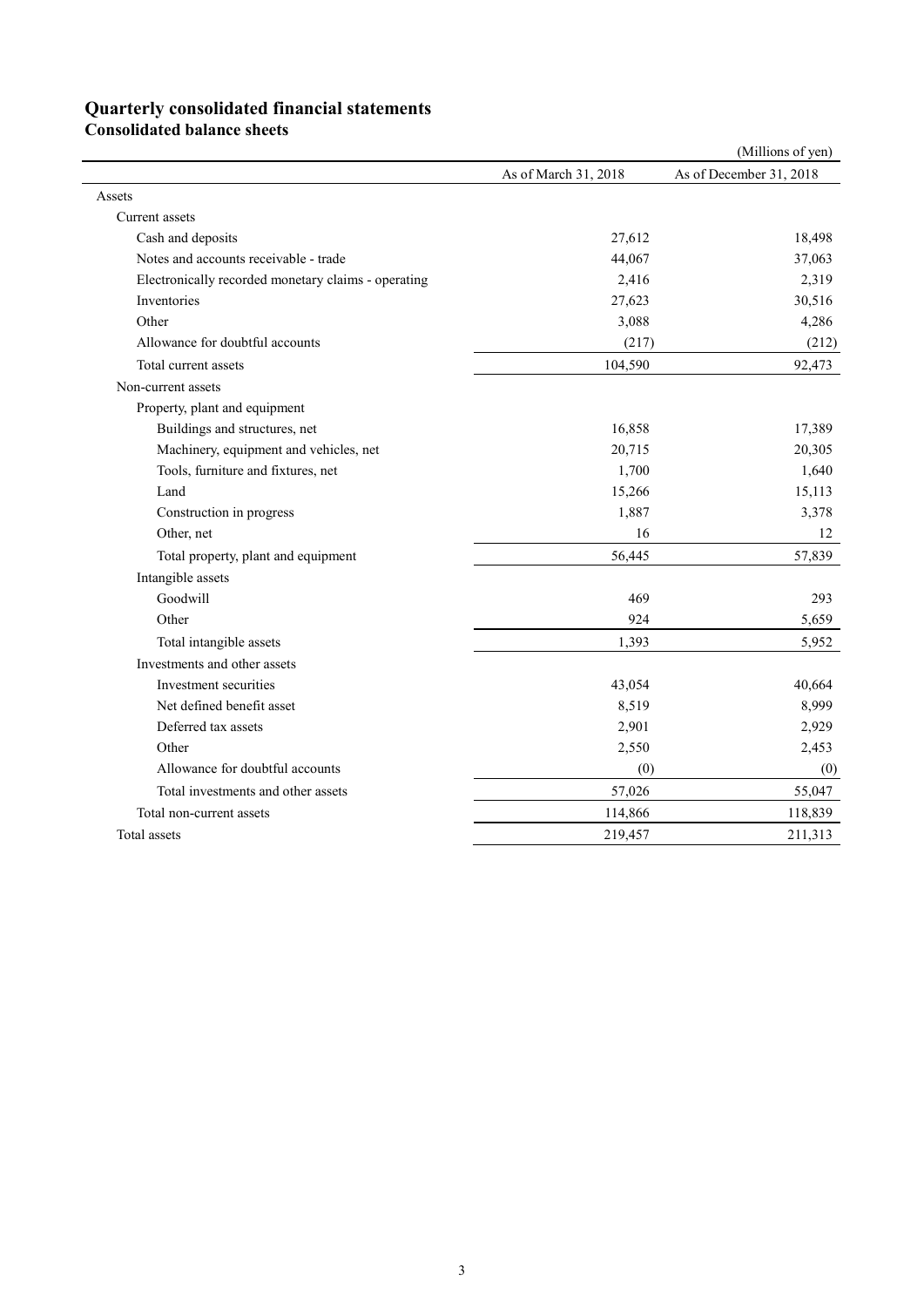# Quarterly consolidated financial statements

## Consolidated balance sheets

(Millions of yen)

| | As of March 31, 2018 | As of December 31, 2018 |
|---|---|---|
| Assets | | |
| Current assets | | |
| Cash and deposits | 27,612 | 18,498 |
| Notes and accounts receivable - trade | 44,067 | 37,063 |
| Electronically recorded monetary claims - operating | 2,416 | 2,319 |
| Inventories | 27,623 | 30,516 |
| Other | 3,088 | 4,286 |
| Allowance for doubtful accounts | (217) | (212) |
| Total current assets | 104,590 | 92,473 |
| Non-current assets | | |
| Property, plant and equipment | | |
| Buildings and structures, net | 16,858 | 17,389 |
| Machinery, equipment and vehicles, net | 20,715 | 20,305 |
| Tools, furniture and fixtures, net | 1,700 | 1,640 |
| Land | 15,266 | 15,113 |
| Construction in progress | 1,887 | 3,378 |
| Other, net | 16 | 12 |
| Total property, plant and equipment | 56,445 | 57,839 |
| Intangible assets | | |
| Goodwill | 469 | 293 |
| Other | 924 | 5,659 |
| Total intangible assets | 1,393 | 5,952 |
| Investments and other assets | | |
| Investment securities | 43,054 | 40,664 |
| Net defined benefit asset | 8,519 | 8,999 |
| Deferred tax assets | 2,901 | 2,929 |
| Other | 2,550 | 2,453 |
| Allowance for doubtful accounts | (0) | (0) |
| Total investments and other assets | 57,026 | 55,047 |
| Total non-current assets | 114,866 | 118,839 |
| Total assets | 219,457 | 211,313 |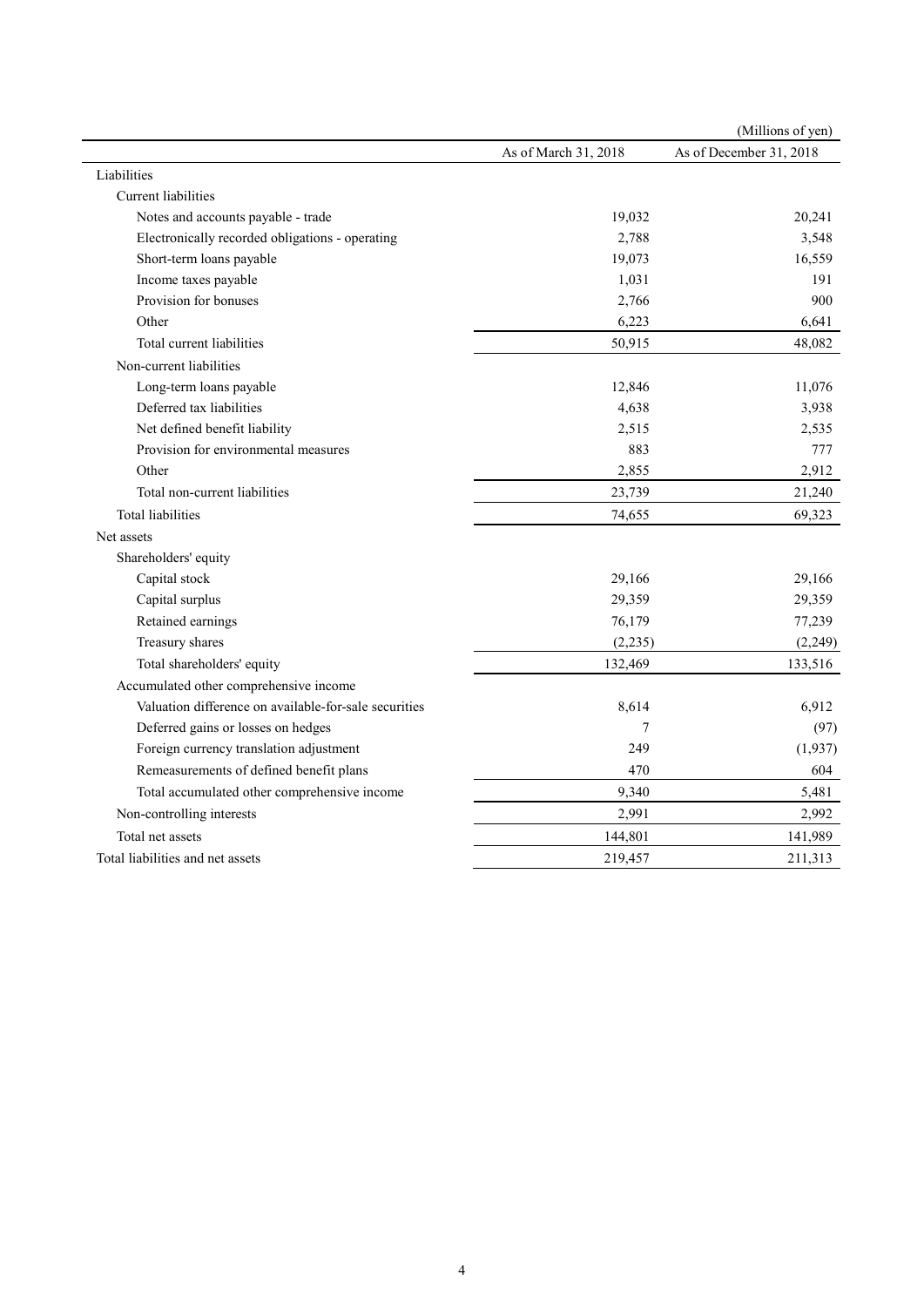(Millions of yen)

| | As of March 31, 2018 | As of December 31, 2018 |
|---|---|---|
| Liabilities | | |
| Current liabilities | | |
| Notes and accounts payable - trade | 19,032 | 20,241 |
| Electronically recorded obligations - operating | 2,788 | 3,548 |
| Short-term loans payable | 19,073 | 16,559 |
| Income taxes payable | 1,031 | 191 |
| Provision for bonuses | 2,766 | 900 |
| Other | 6,223 | 6,641 |
| Total current liabilities | 50,915 | 48,082 |
| Non-current liabilities | | |
| Long-term loans payable | 12,846 | 11,076 |
| Deferred tax liabilities | 4,638 | 3,938 |
| Net defined benefit liability | 2,515 | 2,535 |
| Provision for environmental measures | 883 | 777 |
| Other | 2,855 | 2,912 |
| Total non-current liabilities | 23,739 | 21,240 |
| Total liabilities | 74,655 | 69,323 |
| Net assets | | |
| Shareholders' equity | | |
| Capital stock | 29,166 | 29,166 |
| Capital surplus | 29,359 | 29,359 |
| Retained earnings | 76,179 | 77,239 |
| Treasury shares | (2,235) | (2,249) |
| Total shareholders' equity | 132,469 | 133,516 |
| Accumulated other comprehensive income | | |
| Valuation difference on available-for-sale securities | 8,614 | 6,912 |
| Deferred gains or losses on hedges | 7 | (97) |
| Foreign currency translation adjustment | 249 | (1,937) |
| Remeasurements of defined benefit plans | 470 | 604 |
| Total accumulated other comprehensive income | 9,340 | 5,481 |
| Non-controlling interests | 2,991 | 2,992 |
| Total net assets | 144,801 | 141,989 |
| Total liabilities and net assets | 219,457 | 211,313 |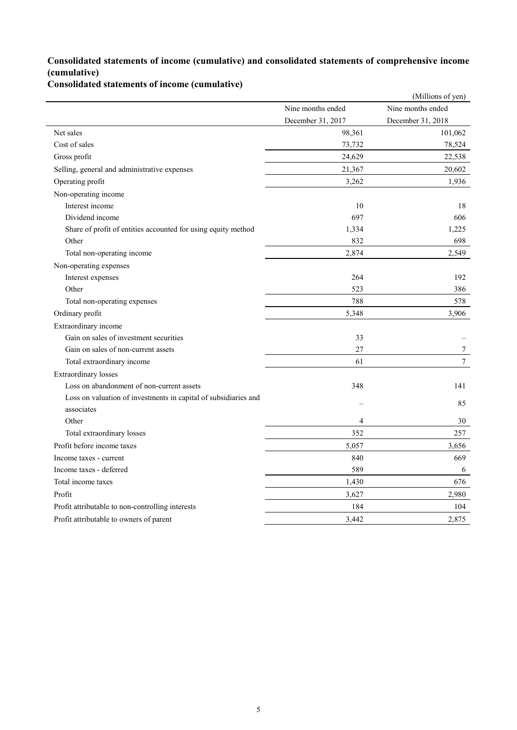## Consolidated statements of income (cumulative) and consolidated statements of comprehensive income (cumulative)

### Consolidated statements of income (cumulative)

(Millions of yen)

| | Nine months ended December 31, 2017 | Nine months ended December 31, 2018 |
|---|---|---|
| Net sales | 98,361 | 101,062 |
| Cost of sales | 73,732 | 78,524 |
| Gross profit | 24,629 | 22,538 |
| Selling, general and administrative expenses | 21,367 | 20,602 |
| Operating profit | 3,262 | 1,936 |
| Non-operating income | | |
| Interest income | 10 | 18 |
| Dividend income | 697 | 606 |
| Share of profit of entities accounted for using equity method | 1,334 | 1,225 |
| Other | 832 | 698 |
| Total non-operating income | 2,874 | 2,549 |
| Non-operating expenses | | |
| Interest expenses | 264 | 192 |
| Other | 523 | 386 |
| Total non-operating expenses | 788 | 578 |
| Ordinary profit | 5,348 | 3,906 |
| Extraordinary income | | |
| Gain on sales of investment securities | 33 | – |
| Gain on sales of non-current assets | 27 | 7 |
| Total extraordinary income | 61 | 7 |
| Extraordinary losses | | |
| Loss on abandonment of non-current assets | 348 | 141 |
| Loss on valuation of investments in capital of subsidiaries and associates | – | 85 |
| Other | 4 | 30 |
| Total extraordinary losses | 352 | 257 |
| Profit before income taxes | 5,057 | 3,656 |
| Income taxes - current | 840 | 669 |
| Income taxes - deferred | 589 | 6 |
| Total income taxes | 1,430 | 676 |
| Profit | 3,627 | 2,980 |
| Profit attributable to non-controlling interests | 184 | 104 |
| Profit attributable to owners of parent | 3,442 | 2,875 |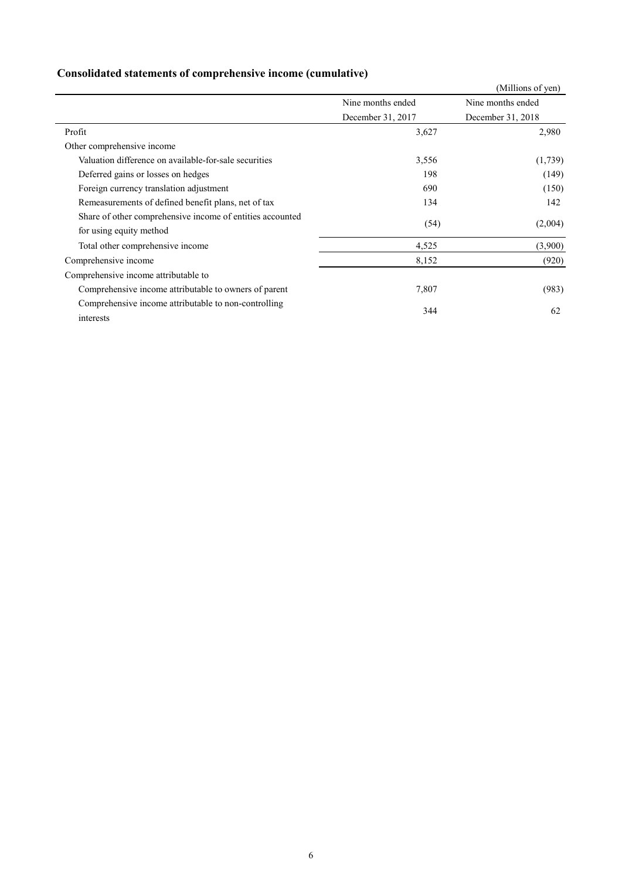## Consolidated statements of comprehensive income (cumulative)

(Millions of yen)

| | Nine months ended December 31, 2017 | Nine months ended December 31, 2018 |
|---|---|---|
| Profit | 3,627 | 2,980 |
| Other comprehensive income | | |
| Valuation difference on available-for-sale securities | 3,556 | (1,739) |
| Deferred gains or losses on hedges | 198 | (149) |
| Foreign currency translation adjustment | 690 | (150) |
| Remeasurements of defined benefit plans, net of tax | 134 | 142 |
| Share of other comprehensive income of entities accounted for using equity method | (54) | (2,004) |
| Total other comprehensive income | 4,525 | (3,900) |
| Comprehensive income | 8,152 | (920) |
| Comprehensive income attributable to | | |
| Comprehensive income attributable to owners of parent | 7,807 | (983) |
| Comprehensive income attributable to non-controlling interests | 344 | 62 |